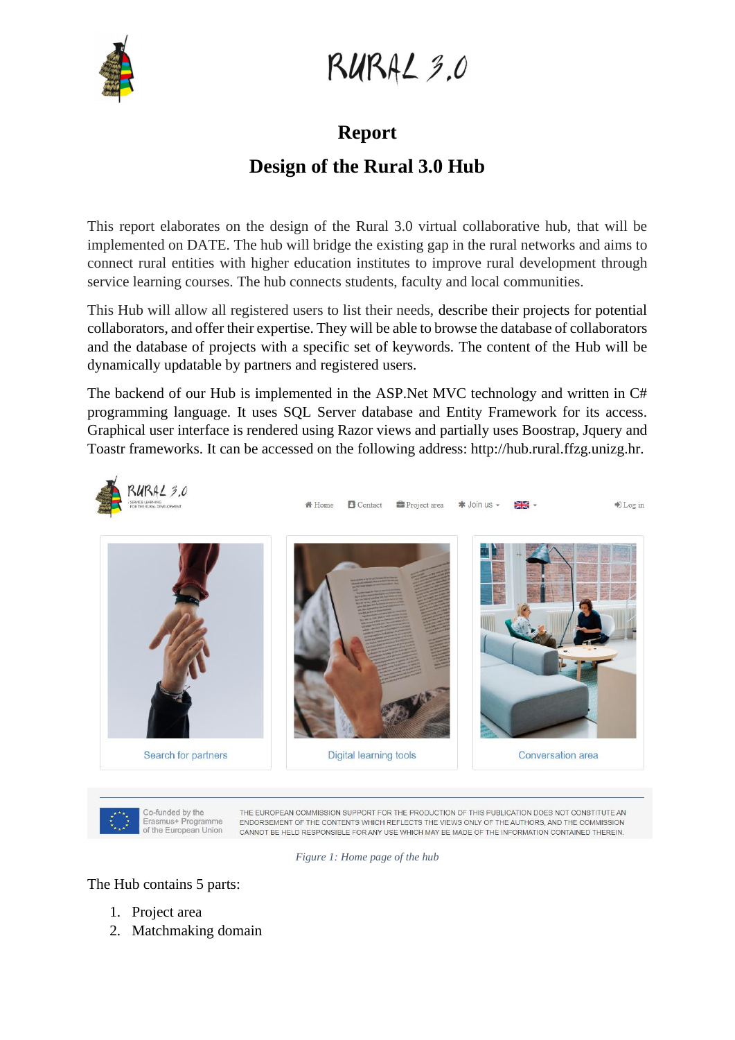# RURAL 3.0

## Report

## Design of the Rural 3.0 Hub

This report elaborates on the design of the Rural 3.0 virtual collaborative hub, that will be implemented on DATE. The hub will bridge the existing gap in the rural networks and aims to connect rural entities with higher education institutes to improve rural development through service learning courses. The hub connects students, faculty and local communities.

This Hub will allow all registered users to list their needs, describe their projects for potential collaborators, and offer their expertise. They will be able to browse the database of collaborators and the database of projects with a specific set of keywords. The content of the Hub will be dynamically updatable by partners and registered users.

The backend of our Hub is implemented in the ASP.Net MVC technology and written in C# programming language. It uses SQL Server database and Entity Framework for its access. Graphical user interface is rendered using Razor views and partially uses Boostrap, Jquery and Toastr frameworks. It can be accessed on the following address: http://hub.rural.ffzg.unizg.hr.

*Figure 1: Home page of the hub*

The Hub contains 5 parts:

1. Project area
2. Matchmaking domain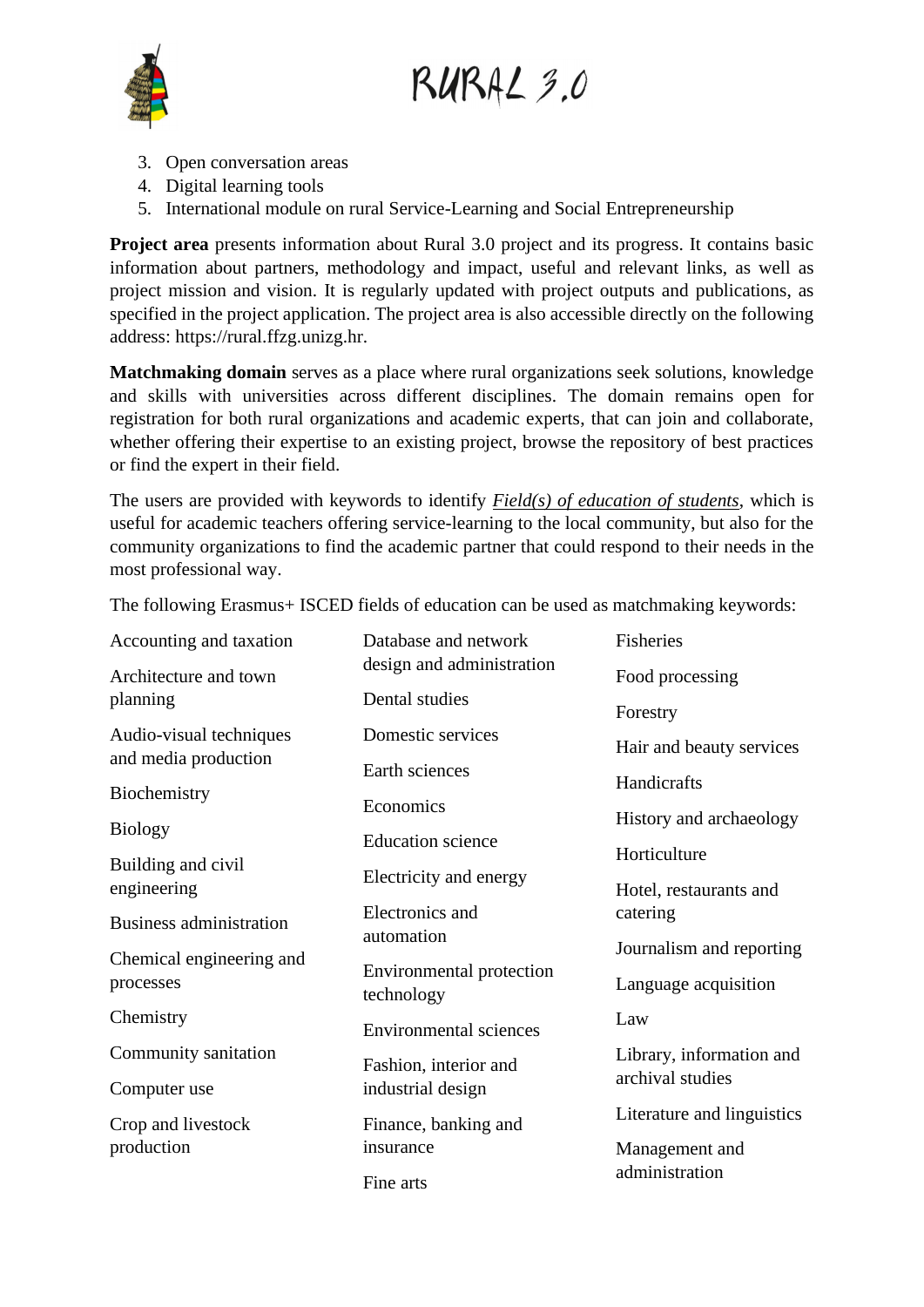3. Open conversation areas
4. Digital learning tools
5. International module on rural Service-Learning and Social Entrepreneurship

**Project area** presents information about Rural 3.0 project and its progress. It contains basic information about partners, methodology and impact, useful and relevant links, as well as project mission and vision. It is regularly updated with project outputs and publications, as specified in the project application. The project area is also accessible directly on the following address: https://rural.ffzg.unizg.hr.

**Matchmaking domain** serves as a place where rural organizations seek solutions, knowledge and skills with universities across different disciplines. The domain remains open for registration for both rural organizations and academic experts, that can join and collaborate, whether offering their expertise to an existing project, browse the repository of best practices or find the expert in their field.

The users are provided with keywords to identify ***Field(s) of education of students***, which is useful for academic teachers offering service-learning to the local community, but also for the community organizations to find the academic partner that could respond to their needs in the most professional way.

The following Erasmus+ ISCED fields of education can be used as matchmaking keywords:

Accounting and taxation

Architecture and town planning

Audio-visual techniques and media production

Biochemistry

Biology

Building and civil engineering

Business administration

Chemical engineering and processes

Chemistry

Community sanitation

Computer use

Crop and livestock production

Database and network design and administration

Dental studies

Domestic services

Earth sciences

Economics

Education science

Electricity and energy

Electronics and automation

Environmental protection technology

Environmental sciences

Fashion, interior and industrial design

Finance, banking and insurance

Fine arts

Fisheries

Food processing

Forestry

Hair and beauty services

Handicrafts

History and archaeology

Horticulture

Hotel, restaurants and catering

Journalism and reporting

Language acquisition

Law

Library, information and archival studies

Literature and linguistics

Management and administration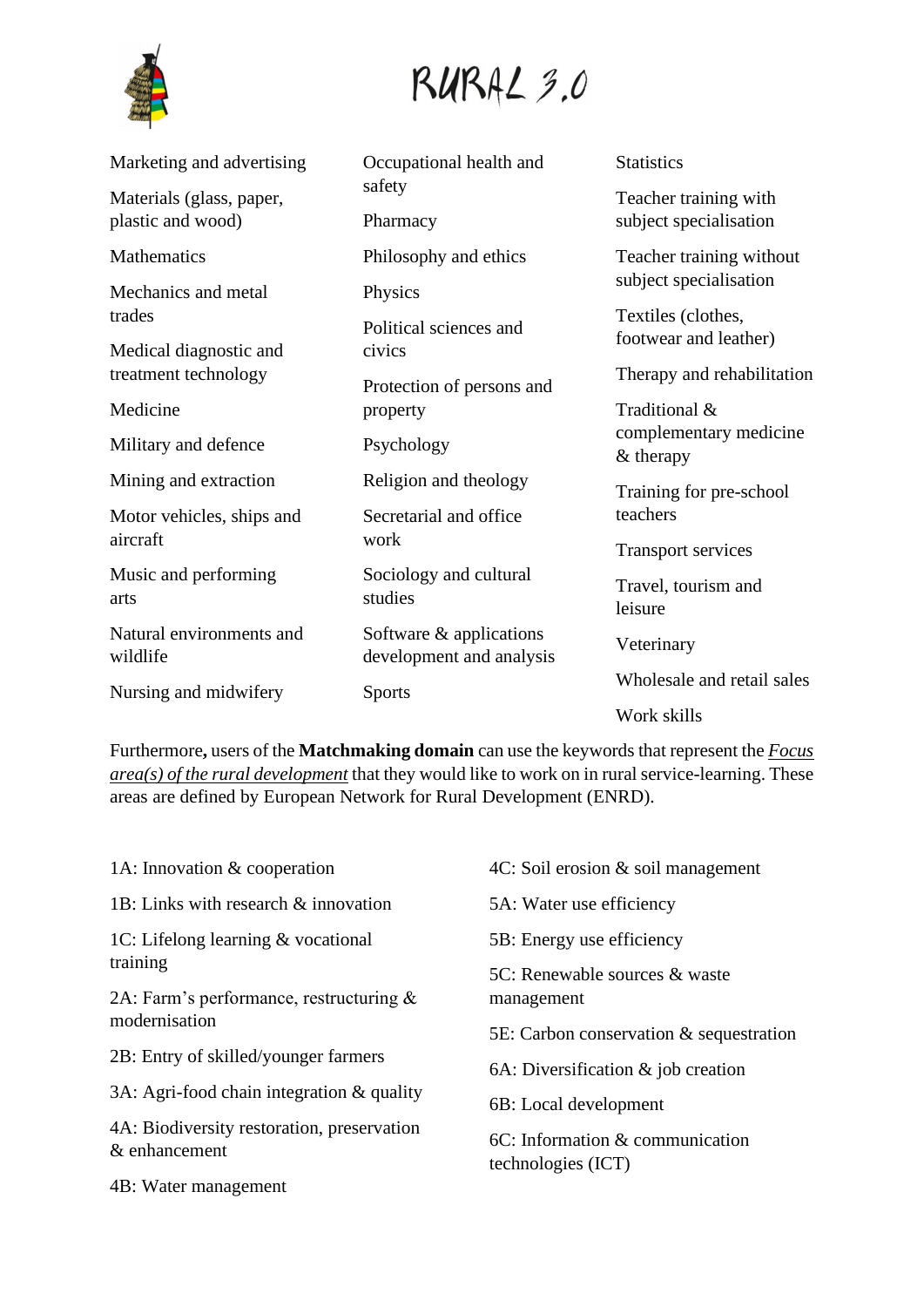- Marketing and advertising
- Materials (glass, paper, plastic and wood)
- Mathematics
- Mechanics and metal trades
- Medical diagnostic and treatment technology
- Medicine
- Military and defence
- Mining and extraction
- Motor vehicles, ships and aircraft
- Music and performing arts
- Natural environments and wildlife
- Nursing and midwifery
- Occupational health and safety
- Pharmacy
- Philosophy and ethics
- Physics
- Political sciences and civics
- Protection of persons and property
- Psychology
- Religion and theology
- Secretarial and office work
- Sociology and cultural studies
- Software & applications development and analysis
- Sports
- Statistics
- Teacher training with subject specialisation
- Teacher training without subject specialisation
- Textiles (clothes, footwear and leather)
- Therapy and rehabilitation
- Traditional & complementary medicine & therapy
- Training for pre-school teachers
- Transport services
- Travel, tourism and leisure
- Veterinary
- Wholesale and retail sales
- Work skills

Furthermore**,** users of the **Matchmaking domain** can use the keywords that represent the *Focus area(s) of the rural development* that they would like to work on in rural service-learning. These areas are defined by European Network for Rural Development (ENRD).

- 1A: Innovation & cooperation
- 1B: Links with research & innovation
- 1C: Lifelong learning & vocational training
- 2A: Farm's performance, restructuring & modernisation
- 2B: Entry of skilled/younger farmers
- 3A: Agri-food chain integration & quality
- 4A: Biodiversity restoration, preservation & enhancement
- 4B: Water management
- 4C: Soil erosion & soil management
- 5A: Water use efficiency
- 5B: Energy use efficiency
- 5C: Renewable sources & waste management
- 5E: Carbon conservation & sequestration
- 6A: Diversification & job creation
- 6B: Local development
- 6C: Information & communication technologies (ICT)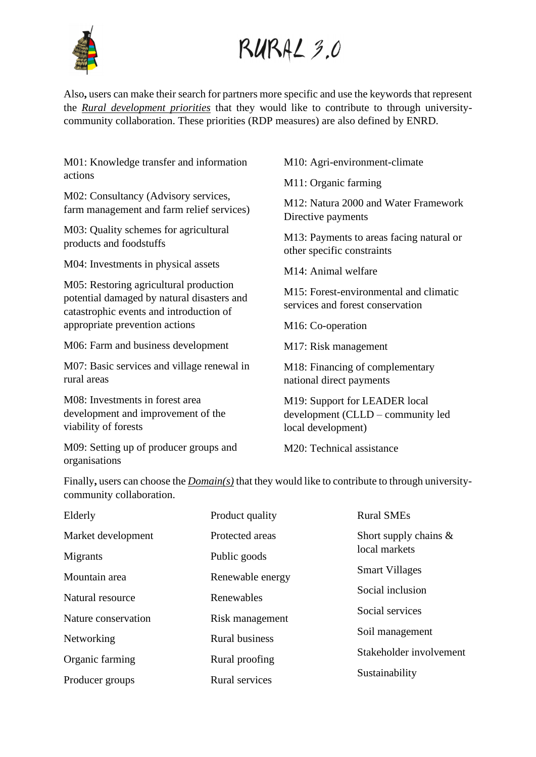Also**,** users can make their search for partners more specific and use the keywords that represent the ***Rural development priorities*** that they would like to contribute to through university-community collaboration. These priorities (RDP measures) are also defined by ENRD.

M01: Knowledge transfer and information actions

M02: Consultancy (Advisory services, farm management and farm relief services)

M03: Quality schemes for agricultural products and foodstuffs

M04: Investments in physical assets

M05: Restoring agricultural production potential damaged by natural disasters and catastrophic events and introduction of appropriate prevention actions

M06: Farm and business development

M07: Basic services and village renewal in rural areas

M08: Investments in forest area development and improvement of the viability of forests

M09: Setting up of producer groups and organisations

M10: Agri-environment-climate

M11: Organic farming

M12: Natura 2000 and Water Framework Directive payments

M13: Payments to areas facing natural or other specific constraints

M14: Animal welfare

M15: Forest-environmental and climatic services and forest conservation

M16: Co-operation

M17: Risk management

M18: Financing of complementary national direct payments

M19: Support for LEADER local development (CLLD – community led local development)

M20: Technical assistance

Finally**,** users can choose the ***Domain(s)*** that they would like to contribute to through university-community collaboration.

Elderly

Market development

Migrants

Mountain area

Natural resource

Nature conservation

Networking

Organic farming

Producer groups

Product quality

Protected areas

Public goods

Renewable energy

Renewables

Risk management

Rural business

Rural proofing

Rural services

Rural SMEs

Short supply chains & local markets

Smart Villages

Social inclusion

Social services

Soil management

Stakeholder involvement

Sustainability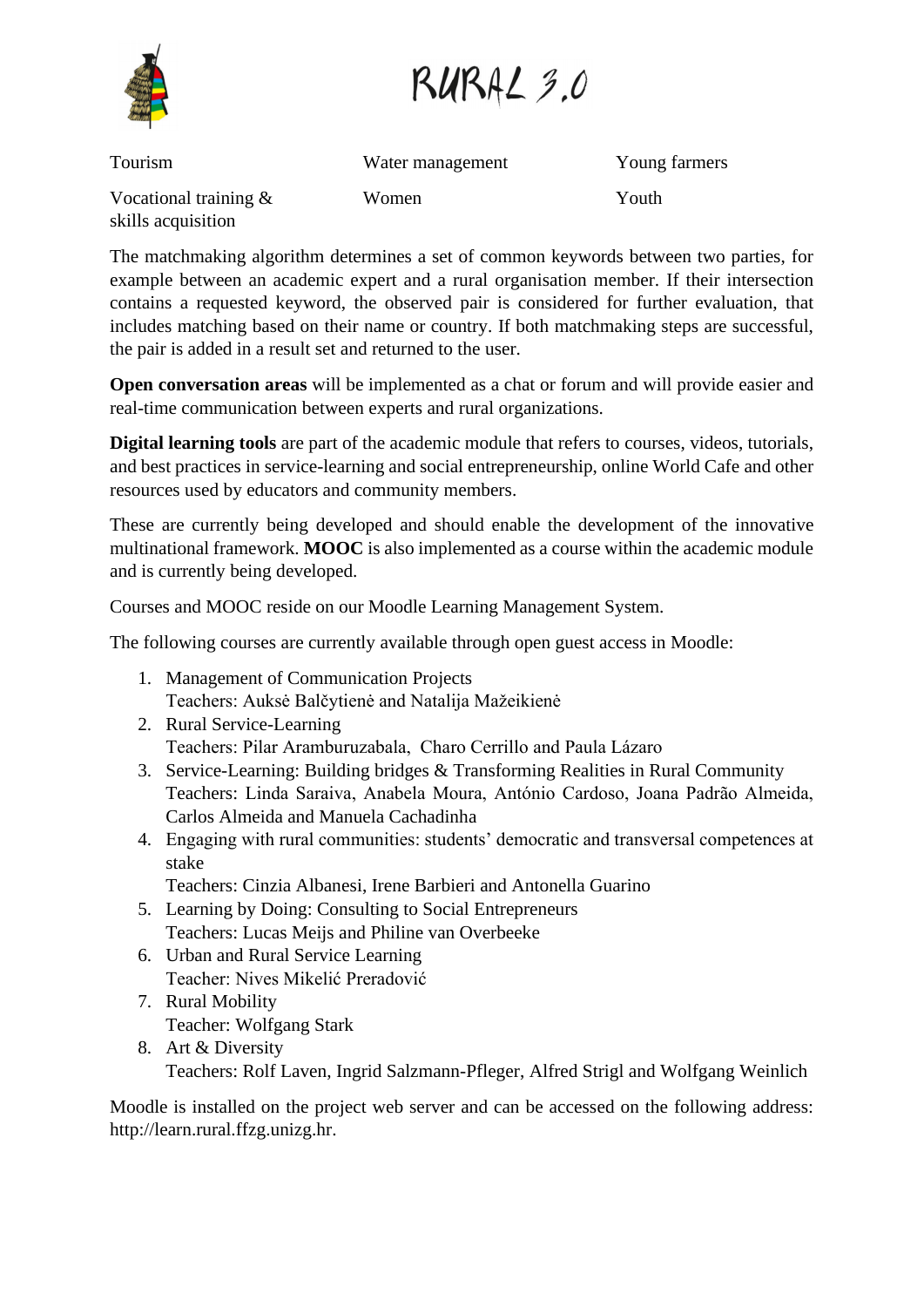| Tourism | Water management | Young farmers |
|---|---|---|
| Vocational training & skills acquisition | Women | Youth |

The matchmaking algorithm determines a set of common keywords between two parties, for example between an academic expert and a rural organisation member. If their intersection contains a requested keyword, the observed pair is considered for further evaluation, that includes matching based on their name or country. If both matchmaking steps are successful, the pair is added in a result set and returned to the user.

**Open conversation areas** will be implemented as a chat or forum and will provide easier and real-time communication between experts and rural organizations.

**Digital learning tools** are part of the academic module that refers to courses, videos, tutorials, and best practices in service-learning and social entrepreneurship, online World Cafe and other resources used by educators and community members.

These are currently being developed and should enable the development of the innovative multinational framework. **MOOC** is also implemented as a course within the academic module and is currently being developed.

Courses and MOOC reside on our Moodle Learning Management System.

The following courses are currently available through open guest access in Moodle:

1. Management of Communication Projects
   Teachers: Auksė Balčytienė and Natalija Mažeikienė
2. Rural Service-Learning
   Teachers: Pilar Aramburuzabala, Charo Cerrillo and Paula Lázaro
3. Service-Learning: Building bridges & Transforming Realities in Rural Community
   Teachers: Linda Saraiva, Anabela Moura, António Cardoso, Joana Padrão Almeida, Carlos Almeida and Manuela Cachadinha
4. Engaging with rural communities: students' democratic and transversal competences at stake
   Teachers: Cinzia Albanesi, Irene Barbieri and Antonella Guarino
5. Learning by Doing: Consulting to Social Entrepreneurs
   Teachers: Lucas Meijs and Philine van Overbeeke
6. Urban and Rural Service Learning
   Teacher: Nives Mikelić Preradović
7. Rural Mobility
   Teacher: Wolfgang Stark
8. Art & Diversity
   Teachers: Rolf Laven, Ingrid Salzmann-Pfleger, Alfred Strigl and Wolfgang Weinlich

Moodle is installed on the project web server and can be accessed on the following address: http://learn.rural.ffzg.unizg.hr.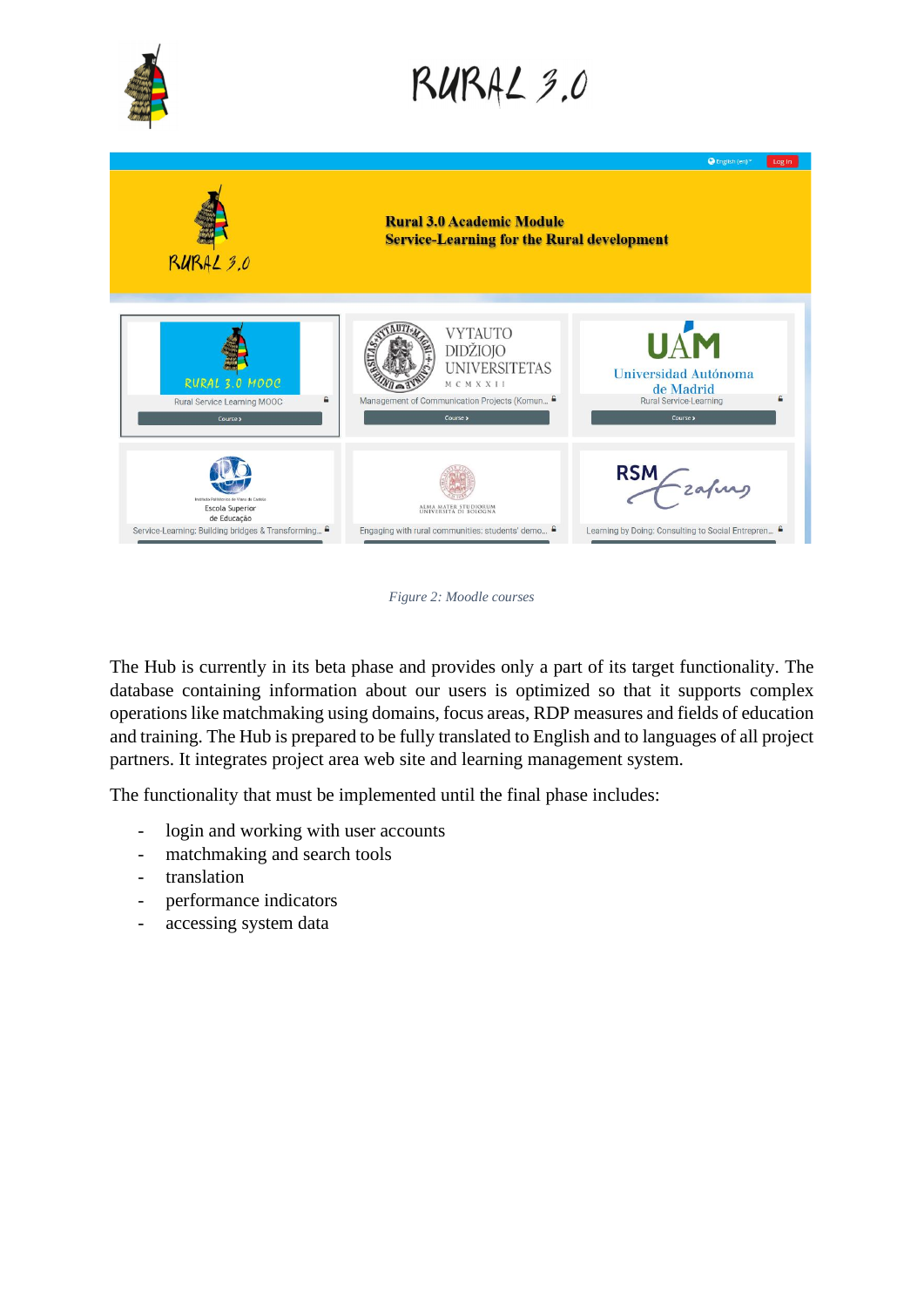Figure 2: Moodle courses

The Hub is currently in its beta phase and provides only a part of its target functionality. The database containing information about our users is optimized so that it supports complex operations like matchmaking using domains, focus areas, RDP measures and fields of education and training. The Hub is prepared to be fully translated to English and to languages of all project partners. It integrates project area web site and learning management system.

The functionality that must be implemented until the final phase includes:

- login and working with user accounts
- matchmaking and search tools
- translation
- performance indicators
- accessing system data